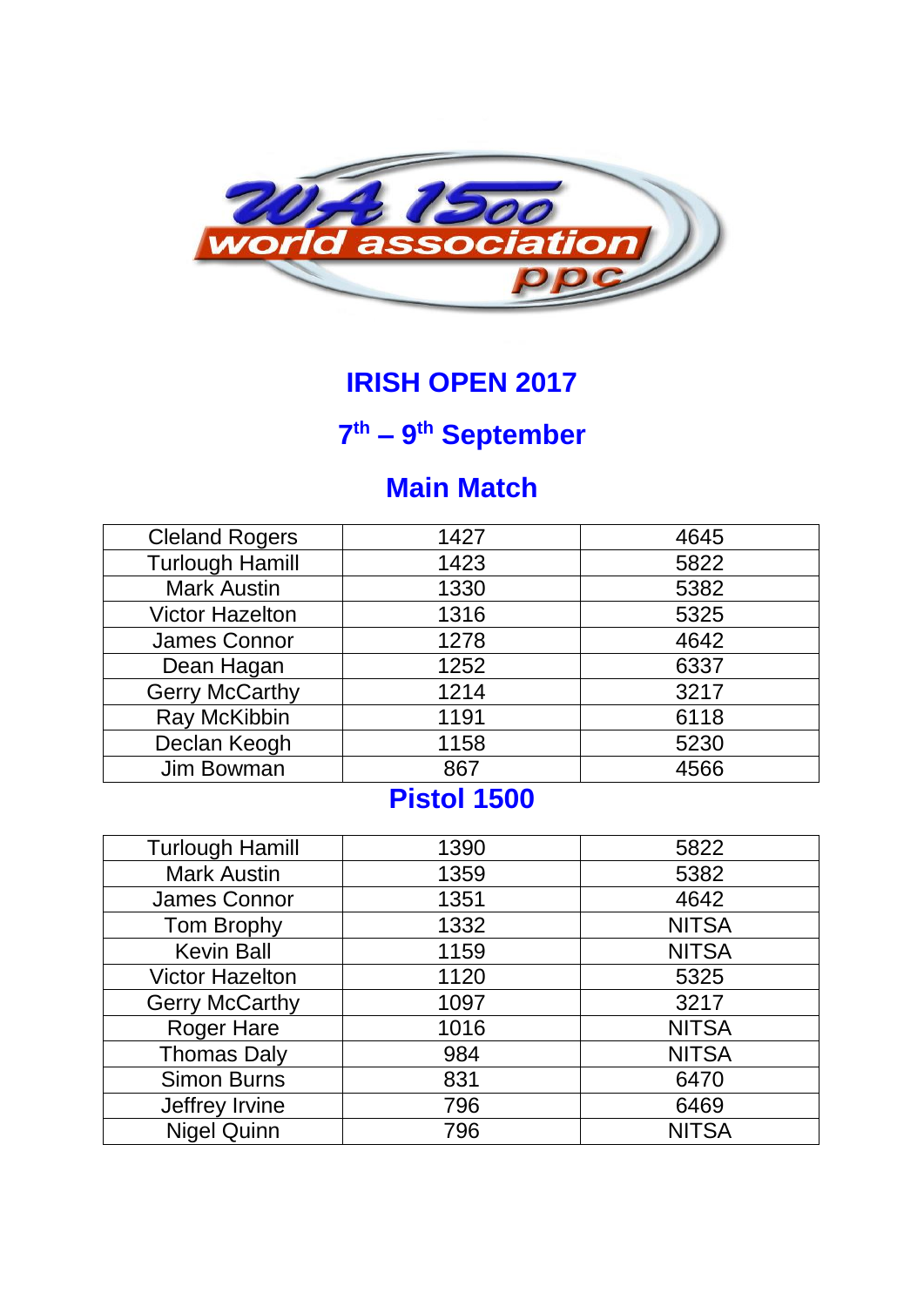# IRISH OPEN 2017

## 7th – 9th September

## Main Match

| | | |
|---|---|---|
| Cleland Rogers | 1427 | 4645 |
| Turlough Hamill | 1423 | 5822 |
| Mark Austin | 1330 | 5382 |
| Victor Hazelton | 1316 | 5325 |
| James Connor | 1278 | 4642 |
| Dean Hagan | 1252 | 6337 |
| Gerry McCarthy | 1214 | 3217 |
| Ray McKibbin | 1191 | 6118 |
| Declan Keogh | 1158 | 5230 |
| Jim Bowman | 867 | 4566 |

## Pistol 1500

| | | |
|---|---|---|
| Turlough Hamill | 1390 | 5822 |
| Mark Austin | 1359 | 5382 |
| James Connor | 1351 | 4642 |
| Tom Brophy | 1332 | NITSA |
| Kevin Ball | 1159 | NITSA |
| Victor Hazelton | 1120 | 5325 |
| Gerry McCarthy | 1097 | 3217 |
| Roger Hare | 1016 | NITSA |
| Thomas Daly | 984 | NITSA |
| Simon Burns | 831 | 6470 |
| Jeffrey Irvine | 796 | 6469 |
| Nigel Quinn | 796 | NITSA |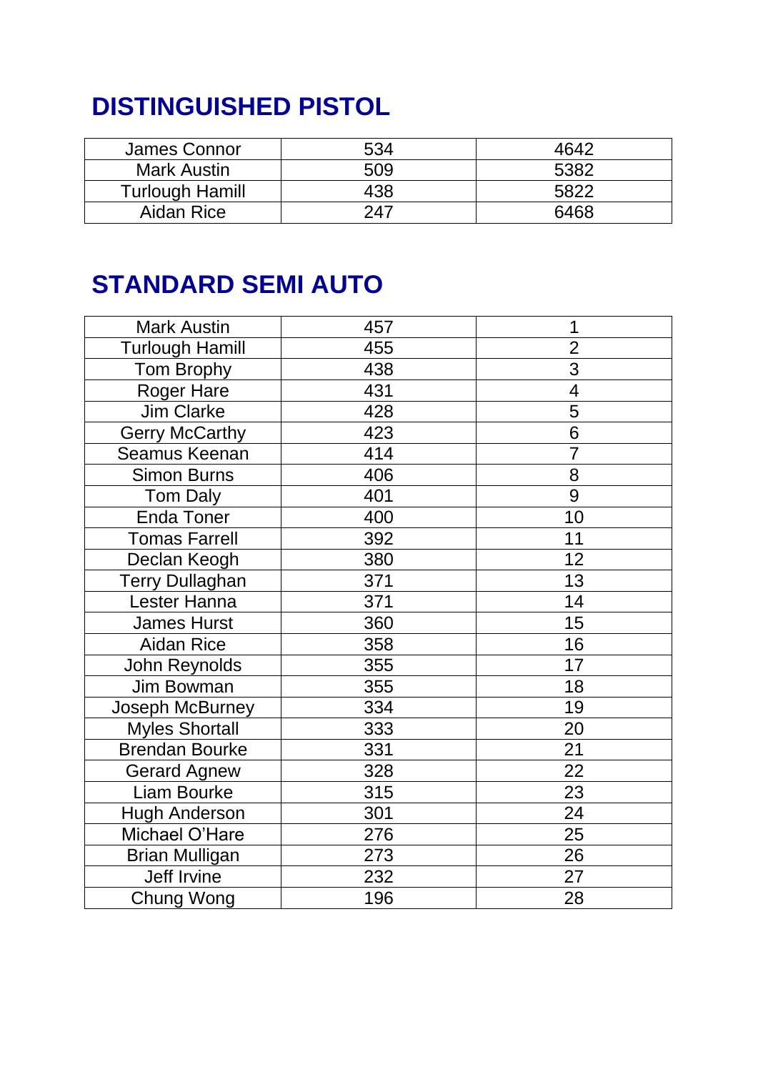## DISTINGUISHED PISTOL

| | | |
|---|---|---|
| James Connor | 534 | 4642 |
| Mark Austin | 509 | 5382 |
| Turlough Hamill | 438 | 5822 |
| Aidan Rice | 247 | 6468 |

## STANDARD SEMI AUTO

| | | |
|---|---|---|
| Mark Austin | 457 | 1 |
| Turlough Hamill | 455 | 2 |
| Tom Brophy | 438 | 3 |
| Roger Hare | 431 | 4 |
| Jim Clarke | 428 | 5 |
| Gerry McCarthy | 423 | 6 |
| Seamus Keenan | 414 | 7 |
| Simon Burns | 406 | 8 |
| Tom Daly | 401 | 9 |
| Enda Toner | 400 | 10 |
| Tomas Farrell | 392 | 11 |
| Declan Keogh | 380 | 12 |
| Terry Dullaghan | 371 | 13 |
| Lester Hanna | 371 | 14 |
| James Hurst | 360 | 15 |
| Aidan Rice | 358 | 16 |
| John Reynolds | 355 | 17 |
| Jim Bowman | 355 | 18 |
| Joseph McBurney | 334 | 19 |
| Myles Shortall | 333 | 20 |
| Brendan Bourke | 331 | 21 |
| Gerard Agnew | 328 | 22 |
| Liam Bourke | 315 | 23 |
| Hugh Anderson | 301 | 24 |
| Michael O'Hare | 276 | 25 |
| Brian Mulligan | 273 | 26 |
| Jeff Irvine | 232 | 27 |
| Chung Wong | 196 | 28 |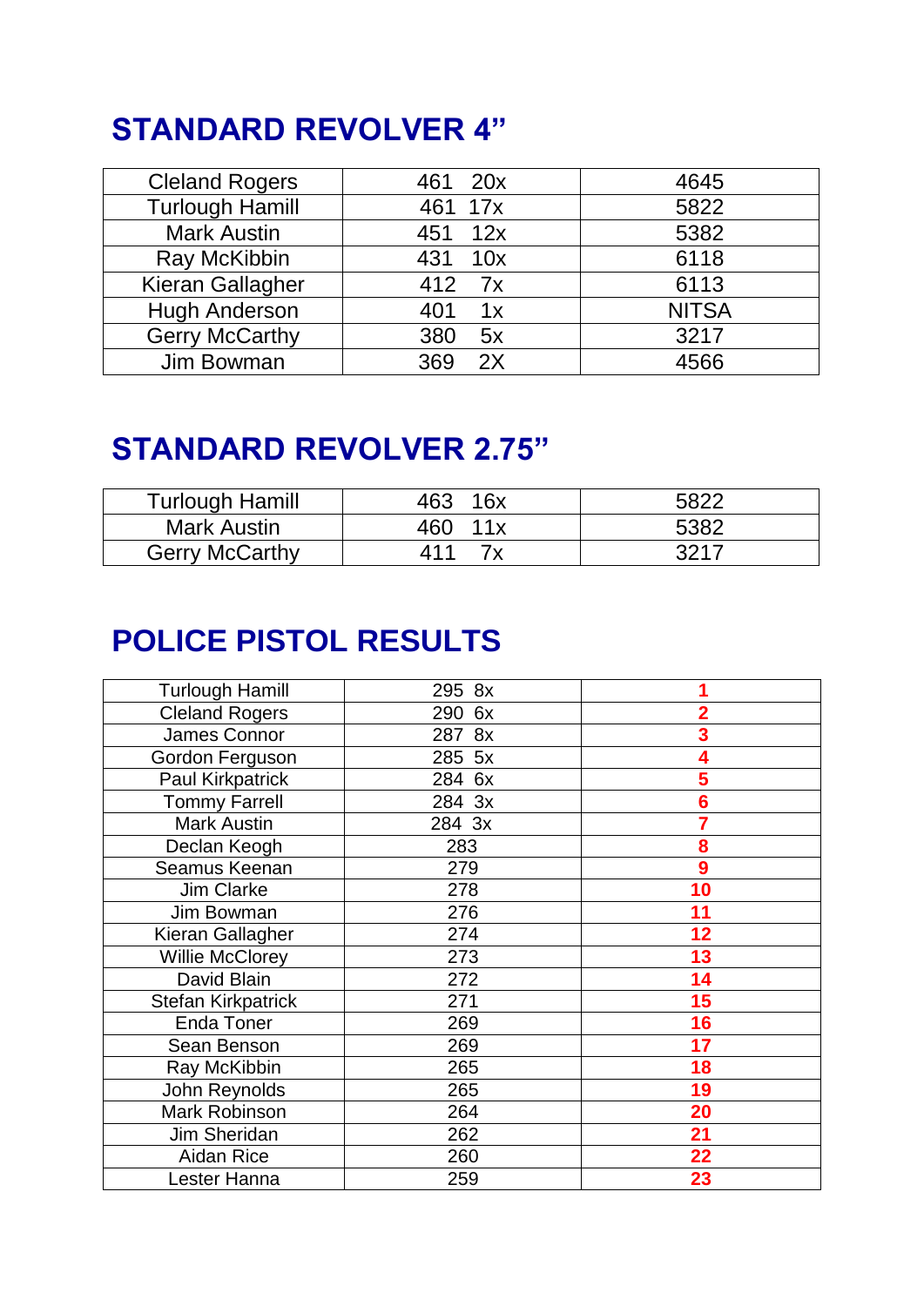## STANDARD REVOLVER 4”

| | | |
|---|---|---|
| Cleland Rogers | 461 20x | 4645 |
| Turlough Hamill | 461 17x | 5822 |
| Mark Austin | 451 12x | 5382 |
| Ray McKibbin | 431 10x | 6118 |
| Kieran Gallagher | 412 7x | 6113 |
| Hugh Anderson | 401 1x | NITSA |
| Gerry McCarthy | 380 5x | 3217 |
| Jim Bowman | 369 2X | 4566 |

## STANDARD REVOLVER 2.75”

| | | |
|---|---|---|
| Turlough Hamill | 463 16x | 5822 |
| Mark Austin | 460 11x | 5382 |
| Gerry McCarthy | 411 7x | 3217 |

## POLICE PISTOL RESULTS

| | | |
|---|---|---|
| Turlough Hamill | 295 8x | **1** |
| Cleland Rogers | 290 6x | **2** |
| James Connor | 287 8x | **3** |
| Gordon Ferguson | 285 5x | **4** |
| Paul Kirkpatrick | 284 6x | **5** |
| Tommy Farrell | 284 3x | **6** |
| Mark Austin | 284 3x | **7** |
| Declan Keogh | 283 | **8** |
| Seamus Keenan | 279 | **9** |
| Jim Clarke | 278 | **10** |
| Jim Bowman | 276 | **11** |
| Kieran Gallagher | 274 | **12** |
| Willie McClorey | 273 | **13** |
| David Blain | 272 | **14** |
| Stefan Kirkpatrick | 271 | **15** |
| Enda Toner | 269 | **16** |
| Sean Benson | 269 | **17** |
| Ray McKibbin | 265 | **18** |
| John Reynolds | 265 | **19** |
| Mark Robinson | 264 | **20** |
| Jim Sheridan | 262 | **21** |
| Aidan Rice | 260 | **22** |
| Lester Hanna | 259 | **23** |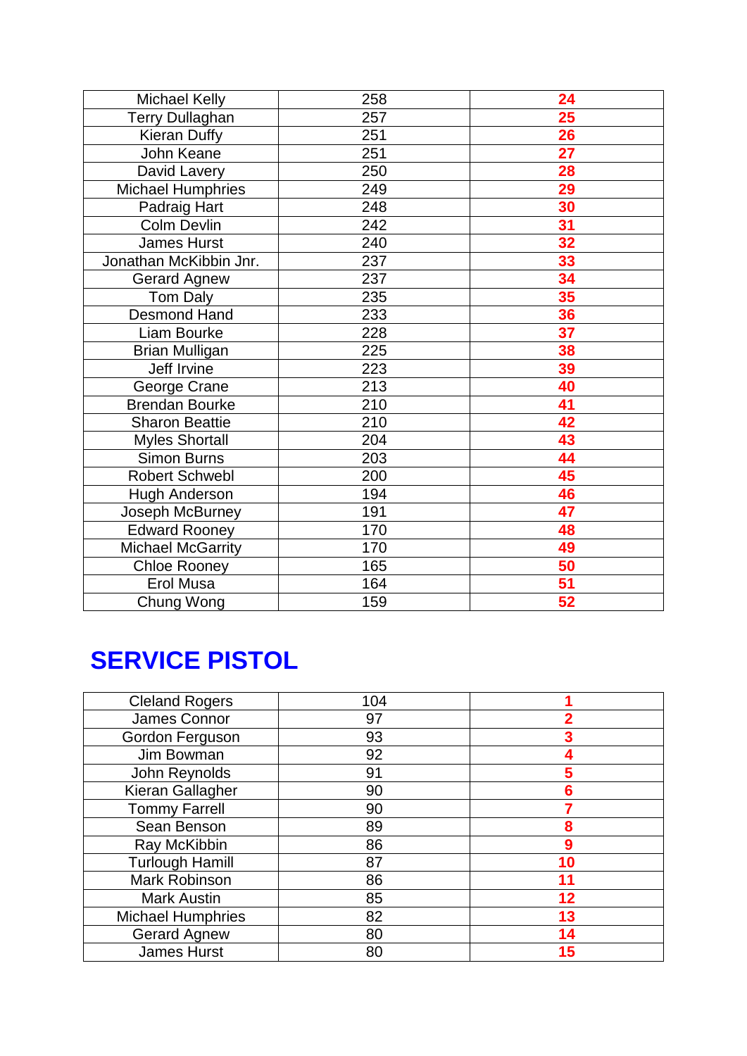| Michael Kelly | 258 | **24** |
|---|---|---|
| Terry Dullaghan | 257 | **25** |
| Kieran Duffy | 251 | **26** |
| John Keane | 251 | **27** |
| David Lavery | 250 | **28** |
| Michael Humphries | 249 | **29** |
| Padraig Hart | 248 | **30** |
| Colm Devlin | 242 | **31** |
| James Hurst | 240 | **32** |
| Jonathan McKibbin Jnr. | 237 | **33** |
| Gerard Agnew | 237 | **34** |
| Tom Daly | 235 | **35** |
| Desmond Hand | 233 | **36** |
| Liam Bourke | 228 | **37** |
| Brian Mulligan | 225 | **38** |
| Jeff Irvine | 223 | **39** |
| George Crane | 213 | **40** |
| Brendan Bourke | 210 | **41** |
| Sharon Beattie | 210 | **42** |
| Myles Shortall | 204 | **43** |
| Simon Burns | 203 | **44** |
| Robert Schwebl | 200 | **45** |
| Hugh Anderson | 194 | **46** |
| Joseph McBurney | 191 | **47** |
| Edward Rooney | 170 | **48** |
| Michael McGarrity | 170 | **49** |
| Chloe Rooney | 165 | **50** |
| Erol Musa | 164 | **51** |
| Chung Wong | 159 | **52** |

## SERVICE PISTOL

| Cleland Rogers | 104 | **1** |
|---|---|---|
| James Connor | 97 | **2** |
| Gordon Ferguson | 93 | **3** |
| Jim Bowman | 92 | **4** |
| John Reynolds | 91 | **5** |
| Kieran Gallagher | 90 | **6** |
| Tommy Farrell | 90 | **7** |
| Sean Benson | 89 | **8** |
| Ray McKibbin | 86 | **9** |
| Turlough Hamill | 87 | **10** |
| Mark Robinson | 86 | **11** |
| Mark Austin | 85 | **12** |
| Michael Humphries | 82 | **13** |
| Gerard Agnew | 80 | **14** |
| James Hurst | 80 | **15** |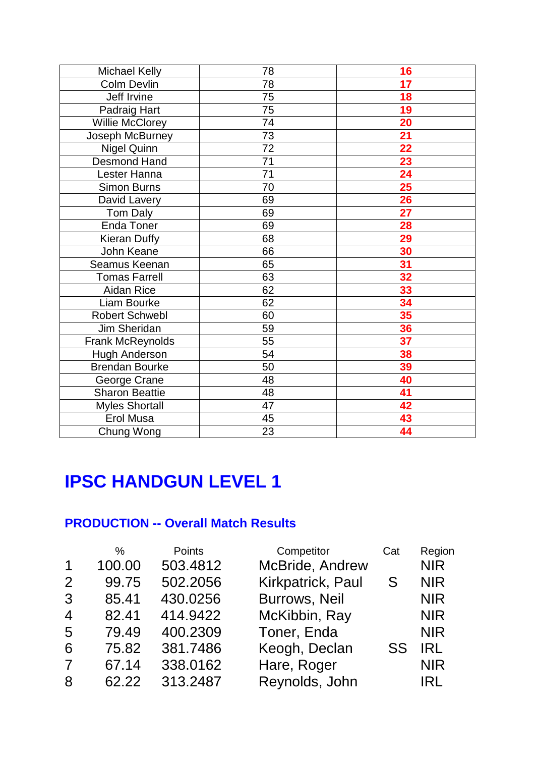| Michael Kelly | 78 | **16** |
|---|---|---|
| Colm Devlin | 78 | **17** |
| Jeff Irvine | 75 | **18** |
| Padraig Hart | 75 | **19** |
| Willie McClorey | 74 | **20** |
| Joseph McBurney | 73 | **21** |
| Nigel Quinn | 72 | **22** |
| Desmond Hand | 71 | **23** |
| Lester Hanna | 71 | **24** |
| Simon Burns | 70 | **25** |
| David Lavery | 69 | **26** |
| Tom Daly | 69 | **27** |
| Enda Toner | 69 | **28** |
| Kieran Duffy | 68 | **29** |
| John Keane | 66 | **30** |
| Seamus Keenan | 65 | **31** |
| Tomas Farrell | 63 | **32** |
| Aidan Rice | 62 | **33** |
| Liam Bourke | 62 | **34** |
| Robert Schwebl | 60 | **35** |
| Jim Sheridan | 59 | **36** |
| Frank McReynolds | 55 | **37** |
| Hugh Anderson | 54 | **38** |
| Brendan Bourke | 50 | **39** |
| George Crane | 48 | **40** |
| Sharon Beattie | 48 | **41** |
| Myles Shortall | 47 | **42** |
| Erol Musa | 45 | **43** |
| Chung Wong | 23 | **44** |

# IPSC HANDGUN LEVEL 1

### PRODUCTION -- Overall Match Results

| | % | Points | Competitor | Cat | Region |
|---|---|---|---|---|---|
| 1 | 100.00 | 503.4812 | McBride, Andrew | | NIR |
| 2 | 99.75 | 502.2056 | Kirkpatrick, Paul | S | NIR |
| 3 | 85.41 | 430.0256 | Burrows, Neil | | NIR |
| 4 | 82.41 | 414.9422 | McKibbin, Ray | | NIR |
| 5 | 79.49 | 400.2309 | Toner, Enda | | NIR |
| 6 | 75.82 | 381.7486 | Keogh, Declan | SS | IRL |
| 7 | 67.14 | 338.0162 | Hare, Roger | | NIR |
| 8 | 62.22 | 313.2487 | Reynolds, John | | IRL |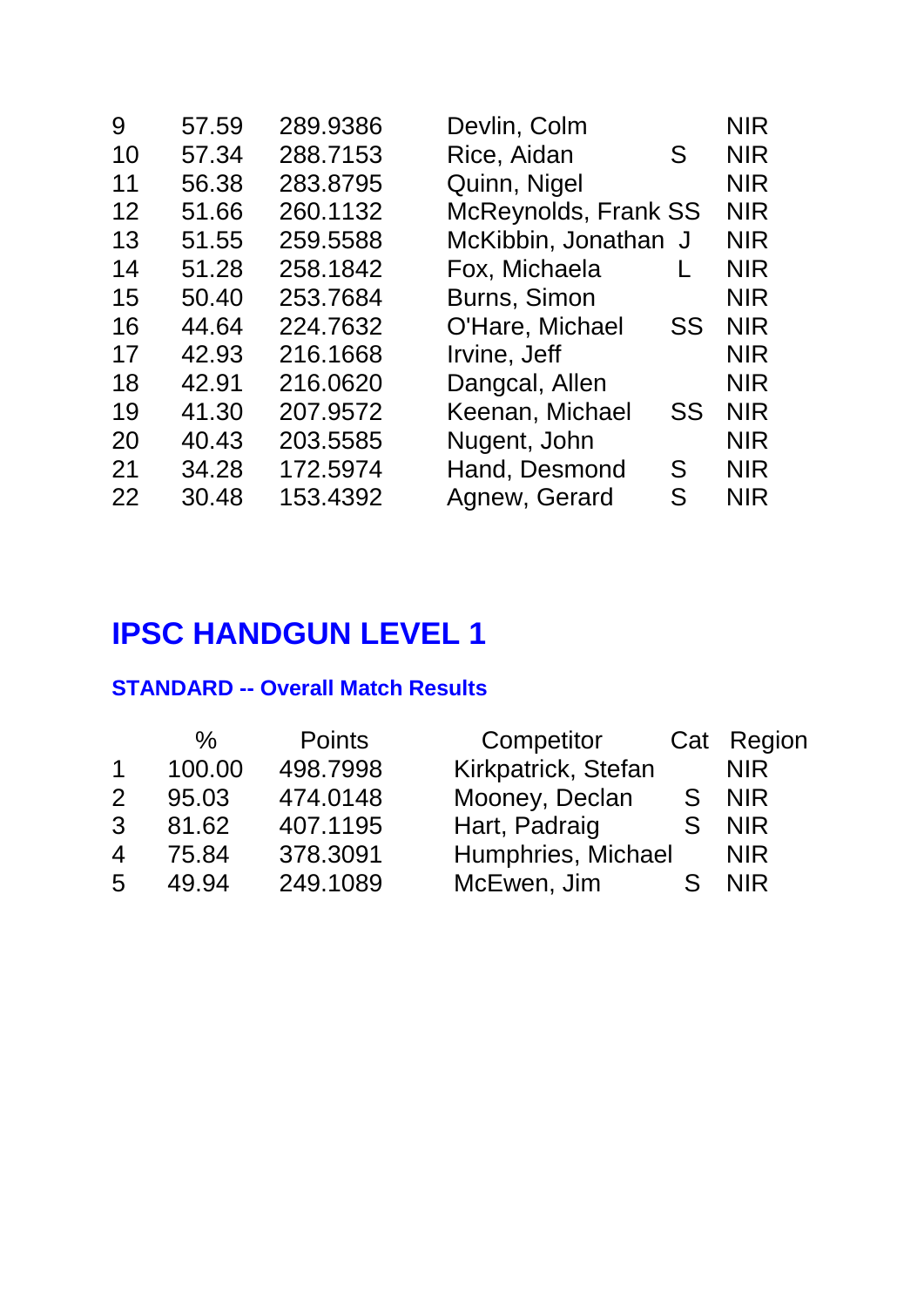| | | | | | |
|---|---|---|---|---|---|
| 9 | 57.59 | 289.9386 | Devlin, Colm | | NIR |
| 10 | 57.34 | 288.7153 | Rice, Aidan | S | NIR |
| 11 | 56.38 | 283.8795 | Quinn, Nigel | | NIR |
| 12 | 51.66 | 260.1132 | McReynolds, Frank | SS | NIR |
| 13 | 51.55 | 259.5588 | McKibbin, Jonathan | J | NIR |
| 14 | 51.28 | 258.1842 | Fox, Michaela | L | NIR |
| 15 | 50.40 | 253.7684 | Burns, Simon | | NIR |
| 16 | 44.64 | 224.7632 | O'Hare, Michael | SS | NIR |
| 17 | 42.93 | 216.1668 | Irvine, Jeff | | NIR |
| 18 | 42.91 | 216.0620 | Dangcal, Allen | | NIR |
| 19 | 41.30 | 207.9572 | Keenan, Michael | SS | NIR |
| 20 | 40.43 | 203.5585 | Nugent, John | | NIR |
| 21 | 34.28 | 172.5974 | Hand, Desmond | S | NIR |
| 22 | 30.48 | 153.4392 | Agnew, Gerard | S | NIR |

# IPSC HANDGUN LEVEL 1

### STANDARD -- Overall Match Results

| | % | Points | Competitor | Cat | Region |
|---|---|---|---|---|---|
| 1 | 100.00 | 498.7998 | Kirkpatrick, Stefan | | NIR |
| 2 | 95.03 | 474.0148 | Mooney, Declan | S | NIR |
| 3 | 81.62 | 407.1195 | Hart, Padraig | S | NIR |
| 4 | 75.84 | 378.3091 | Humphries, Michael | | NIR |
| 5 | 49.94 | 249.1089 | McEwen, Jim | S | NIR |